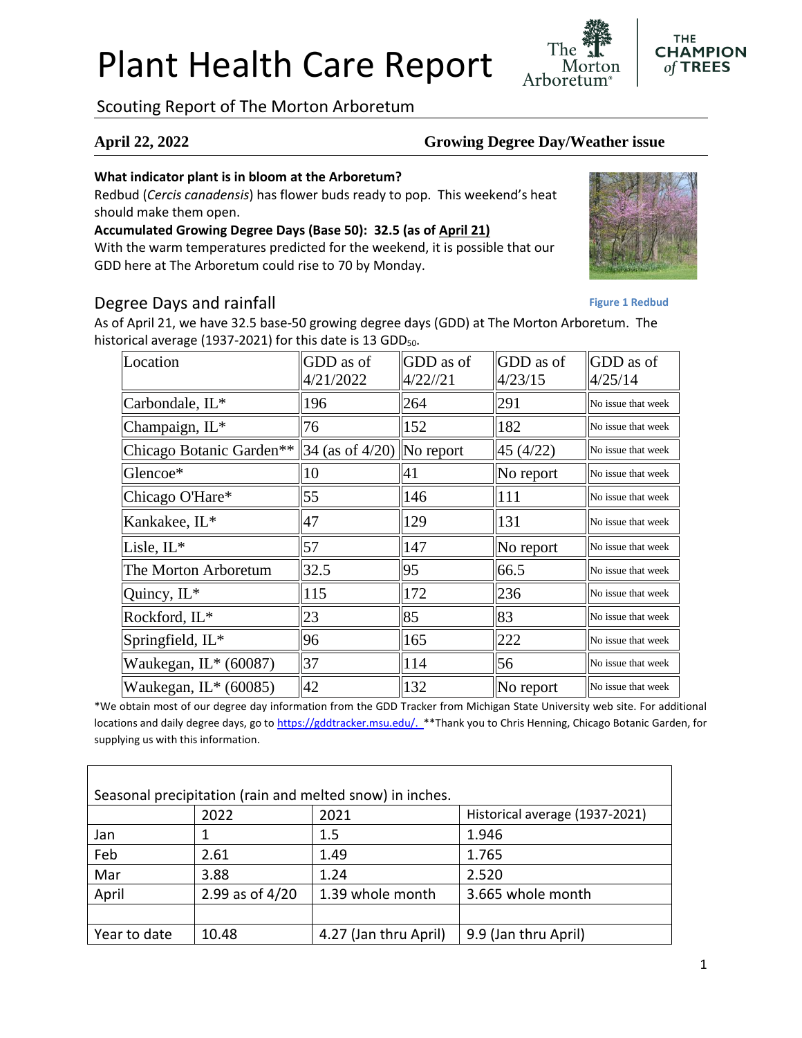# Plant Health Care Report

Scouting Report of The Morton Arboretum

**April 22, 2022** **Growing Degree Day/Weather issue**

**What indicator plant is in bloom at the Arboretum?**

Redbud (*Cercis canadensis*) has flower buds ready to pop. This weekend's heat should make them open.

**Accumulated Growing Degree Days (Base 50): 32.5 (as of April 21)**

With the warm temperatures predicted for the weekend, it is possible that our GDD here at The Arboretum could rise to 70 by Monday.

Figure 1 Redbud

## Degree Days and rainfall

As of April 21, we have 32.5 base-50 growing degree days (GDD) at The Morton Arboretum. The historical average (1937-2021) for this date is 13 $GDD_{50}$.

| Location | GDD as of 4/21/2022 | GDD as of 4/22//21 | GDD as of 4/23/15 | GDD as of 4/25/14 |
|---|---|---|---|---|
| Carbondale, IL* | 196 | 264 | 291 | No issue that week |
| Champaign, IL* | 76 | 152 | 182 | No issue that week |
| Chicago Botanic Garden** | 34 (as of 4/20) | No report | 45 (4/22) | No issue that week |
| Glencoe* | 10 | 41 | No report | No issue that week |
| Chicago O'Hare* | 55 | 146 | 111 | No issue that week |
| Kankakee, IL* | 47 | 129 | 131 | No issue that week |
| Lisle, IL* | 57 | 147 | No report | No issue that week |
| The Morton Arboretum | 32.5 | 95 | 66.5 | No issue that week |
| Quincy, IL* | 115 | 172 | 236 | No issue that week |
| Rockford, IL* | 23 | 85 | 83 | No issue that week |
| Springfield, IL* | 96 | 165 | 222 | No issue that week |
| Waukegan, IL* (60087) | 37 | 114 | 56 | No issue that week |
| Waukegan, IL* (60085) | 42 | 132 | No report | No issue that week |

*We obtain most of our degree day information from the GDD Tracker from Michigan State University web site. For additional locations and daily degree days, go to https://gddtracker.msu.edu/. **Thank you to Chris Henning, Chicago Botanic Garden, for supplying us with this information.

| Seasonal precipitation (rain and melted snow) in inches. | | | |
|---|---|---|---|
| | 2022 | 2021 | Historical average (1937-2021) |
| Jan | 1 | 1.5 | 1.946 |
| Feb | 2.61 | 1.49 | 1.765 |
| Mar | 3.88 | 1.24 | 2.520 |
| April | 2.99 as of 4/20 | 1.39 whole month | 3.665 whole month |
| | | | |
| Year to date | 10.48 | 4.27 (Jan thru April) | 9.9 (Jan thru April) |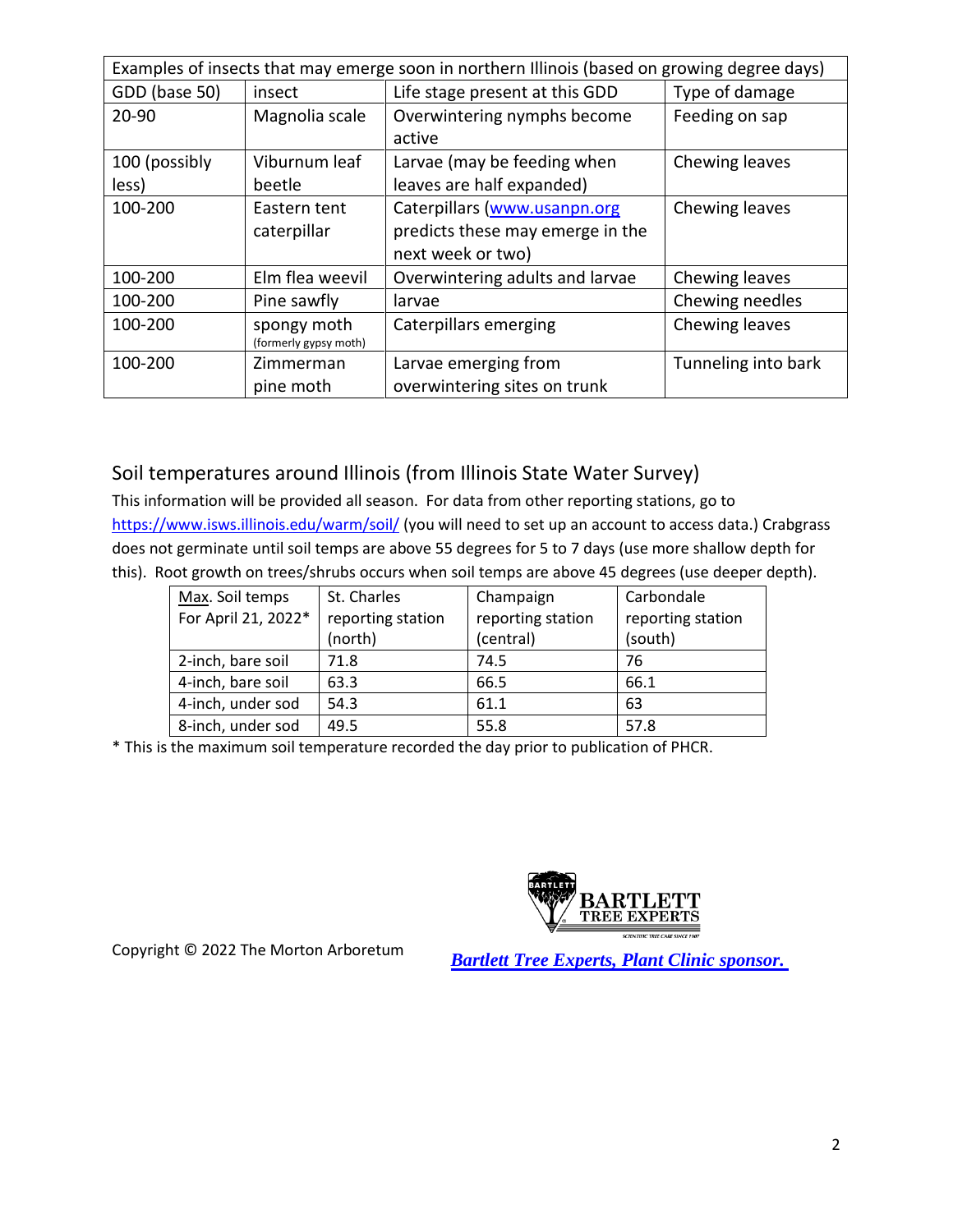| Examples of insects that may emerge soon in northern Illinois (based on growing degree days) | | | |
|---|---|---|---|
| GDD (base 50) | insect | Life stage present at this GDD | Type of damage |
| 20-90 | Magnolia scale | Overwintering nymphs become active | Feeding on sap |
| 100 (possibly less) | Viburnum leaf beetle | Larvae (may be feeding when leaves are half expanded) | Chewing leaves |
| 100-200 | Eastern tent caterpillar | Caterpillars (www.usanpn.org predicts these may emerge in the next week or two) | Chewing leaves |
| 100-200 | Elm flea weevil | Overwintering adults and larvae | Chewing leaves |
| 100-200 | Pine sawfly | larvae | Chewing needles |
| 100-200 | spongy moth (formerly gypsy moth) | Caterpillars emerging | Chewing leaves |
| 100-200 | Zimmerman pine moth | Larvae emerging from overwintering sites on trunk | Tunneling into bark |

## Soil temperatures around Illinois (from Illinois State Water Survey)

This information will be provided all season. For data from other reporting stations, go to https://www.isws.illinois.edu/warm/soil/ (you will need to set up an account to access data.) Crabgrass does not germinate until soil temps are above 55 degrees for 5 to 7 days (use more shallow depth for this). Root growth on trees/shrubs occurs when soil temps are above 45 degrees (use deeper depth).

| Max. Soil temps For April 21, 2022* | St. Charles reporting station (north) | Champaign reporting station (central) | Carbondale reporting station (south) |
|---|---|---|---|
| 2-inch, bare soil | 71.8 | 74.5 | 76 |
| 4-inch, bare soil | 63.3 | 66.5 | 66.1 |
| 4-inch, under sod | 54.3 | 61.1 | 63 |
| 8-inch, under sod | 49.5 | 55.8 | 57.8 |

* This is the maximum soil temperature recorded the day prior to publication of PHCR.

Copyright © 2022 The Morton Arboretum

***Bartlett Tree Experts, Plant Clinic sponsor.***